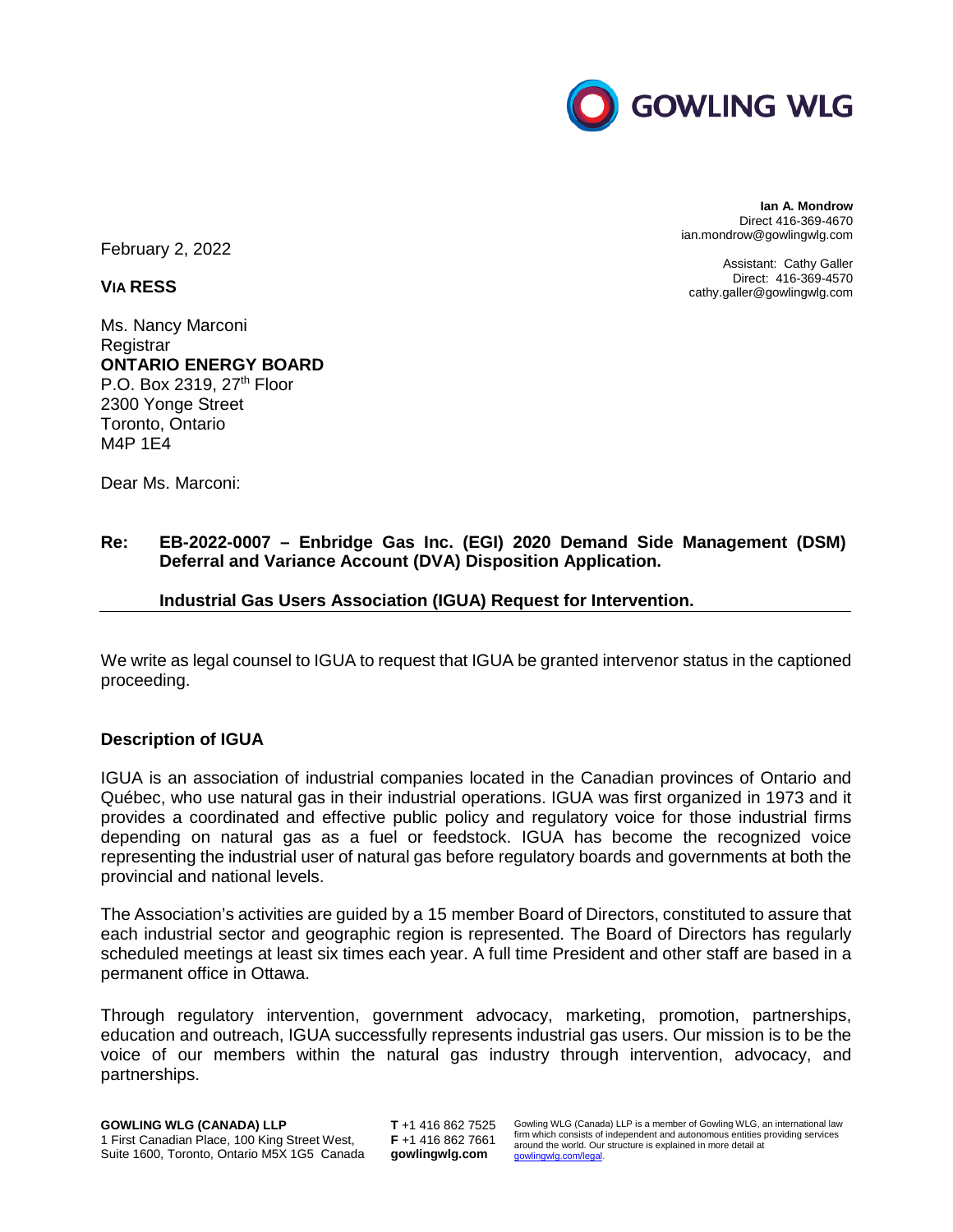GOWLING WLG

**Ian A. Mondrow**
Direct 416-369-4670
ian.mondrow@gowlingwlg.com

Assistant: Cathy Galler
Direct: 416-369-4570
cathy.galler@gowlingwlg.com

February 2, 2022

**VIA RESS**

Ms. Nancy Marconi
Registrar
**ONTARIO ENERGY BOARD**
P.O. Box 2319, 27th Floor
2300 Yonge Street
Toronto, Ontario
M4P 1E4

Dear Ms. Marconi:

**Re: EB-2022-0007 – Enbridge Gas Inc. (EGI) 2020 Demand Side Management (DSM) Deferral and Variance Account (DVA) Disposition Application.**

**Industrial Gas Users Association (IGUA) Request for Intervention.**

We write as legal counsel to IGUA to request that IGUA be granted intervenor status in the captioned proceeding.

**Description of IGUA**

IGUA is an association of industrial companies located in the Canadian provinces of Ontario and Québec, who use natural gas in their industrial operations. IGUA was first organized in 1973 and it provides a coordinated and effective public policy and regulatory voice for those industrial firms depending on natural gas as a fuel or feedstock. IGUA has become the recognized voice representing the industrial user of natural gas before regulatory boards and governments at both the provincial and national levels.

The Association's activities are guided by a 15 member Board of Directors, constituted to assure that each industrial sector and geographic region is represented. The Board of Directors has regularly scheduled meetings at least six times each year. A full time President and other staff are based in a permanent office in Ottawa.

Through regulatory intervention, government advocacy, marketing, promotion, partnerships, education and outreach, IGUA successfully represents industrial gas users. Our mission is to be the voice of our members within the natural gas industry through intervention, advocacy, and partnerships.

**GOWLING WLG (CANADA) LLP**
1 First Canadian Place, 100 King Street West,
Suite 1600, Toronto, Ontario M5X 1G5 Canada

**T** +1 416 862 7525
**F** +1 416 862 7661
**gowlingwlg.com**

Gowling WLG (Canada) LLP is a member of Gowling WLG, an international law firm which consists of independent and autonomous entities providing services around the world. Our structure is explained in more detail at gowlingwlg.com/legal.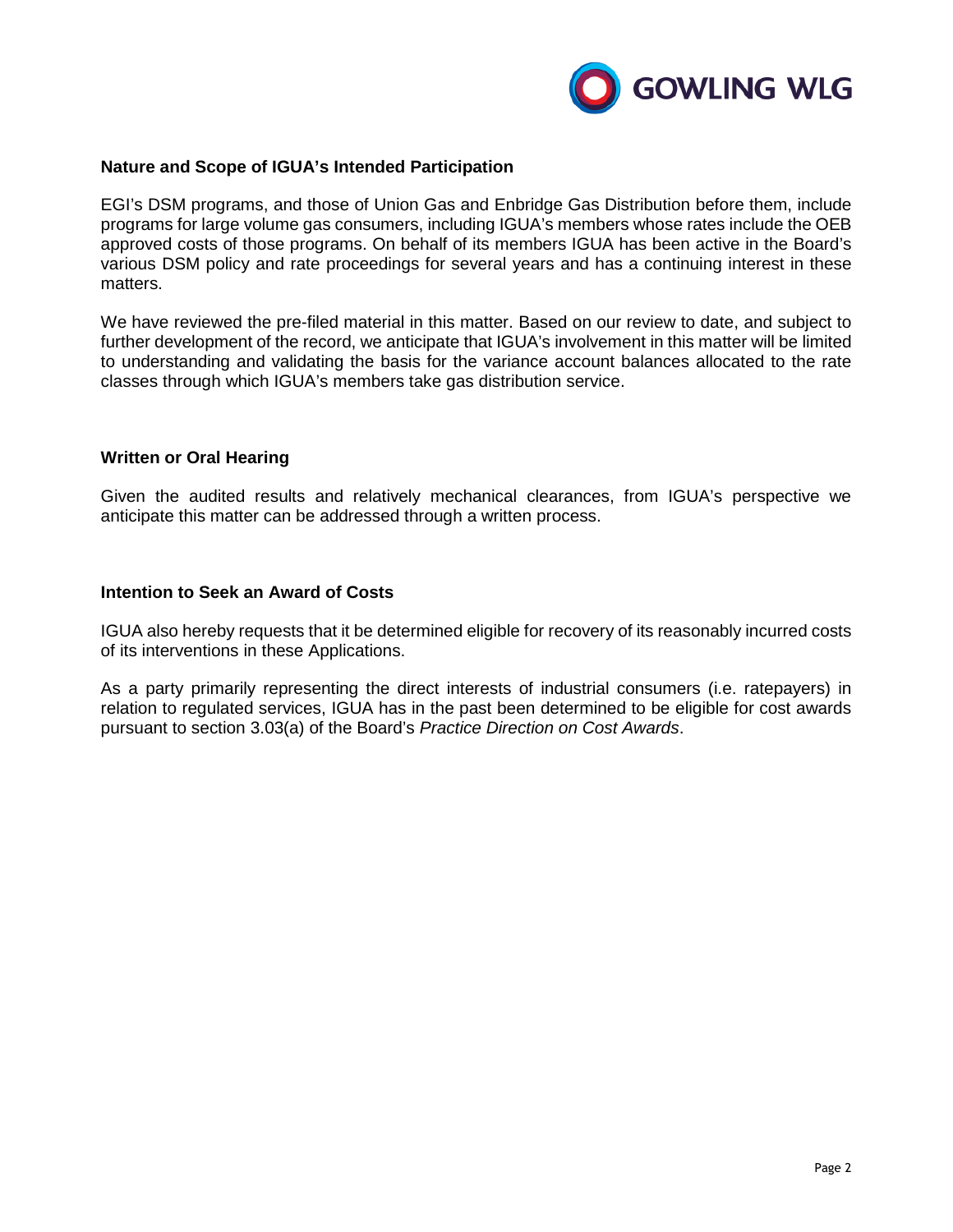**Nature and Scope of IGUA's Intended Participation**

EGI's DSM programs, and those of Union Gas and Enbridge Gas Distribution before them, include programs for large volume gas consumers, including IGUA's members whose rates include the OEB approved costs of those programs. On behalf of its members IGUA has been active in the Board's various DSM policy and rate proceedings for several years and has a continuing interest in these matters.

We have reviewed the pre-filed material in this matter. Based on our review to date, and subject to further development of the record, we anticipate that IGUA's involvement in this matter will be limited to understanding and validating the basis for the variance account balances allocated to the rate classes through which IGUA's members take gas distribution service.

**Written or Oral Hearing**

Given the audited results and relatively mechanical clearances, from IGUA's perspective we anticipate this matter can be addressed through a written process.

**Intention to Seek an Award of Costs**

IGUA also hereby requests that it be determined eligible for recovery of its reasonably incurred costs of its interventions in these Applications.

As a party primarily representing the direct interests of industrial consumers (i.e. ratepayers) in relation to regulated services, IGUA has in the past been determined to be eligible for cost awards pursuant to section 3.03(a) of the Board's *Practice Direction on Cost Awards*.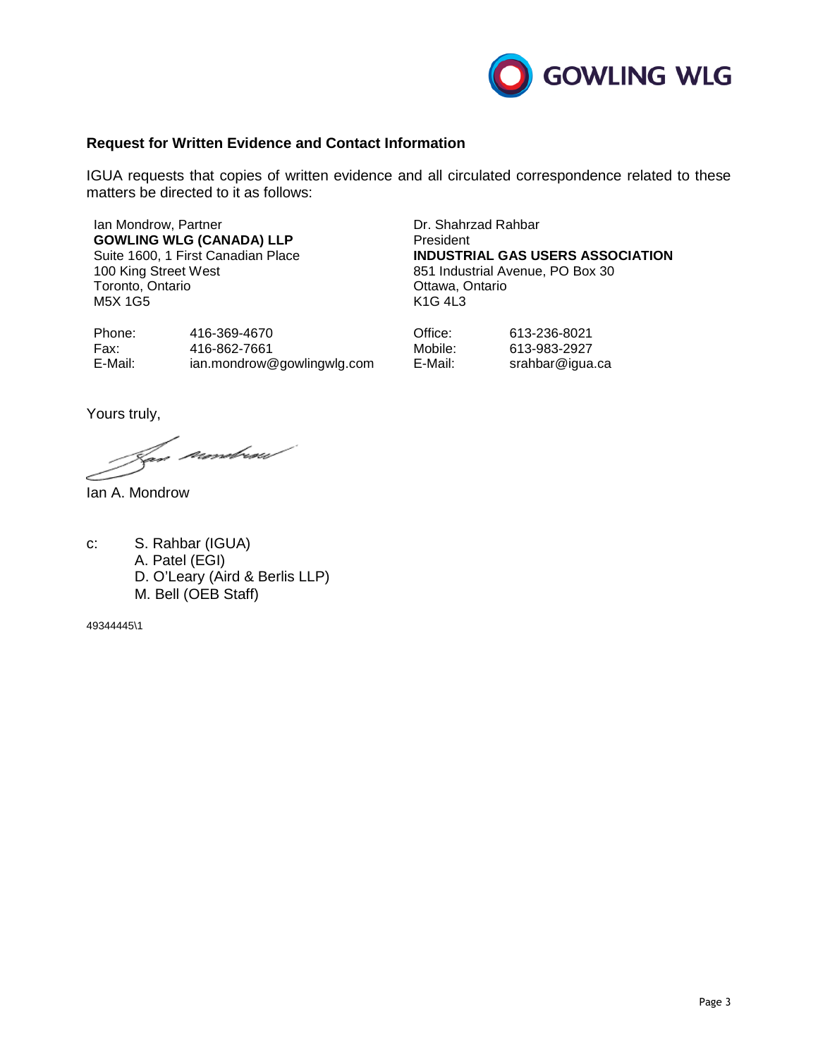**Request for Written Evidence and Contact Information**

IGUA requests that copies of written evidence and all circulated correspondence related to these matters be directed to it as follows:

Ian Mondrow, Partner
**GOWLING WLG (CANADA) LLP**
Suite 1600, 1 First Canadian Place
100 King Street West
Toronto, Ontario
M5X 1G5

| | |
|---|---|
| Phone: | 416-369-4670 |
| Fax: | 416-862-7661 |
| E-Mail: | ian.mondrow@gowlingwlg.com |

Dr. Shahrzad Rahbar
President
**INDUSTRIAL GAS USERS ASSOCIATION**
851 Industrial Avenue, PO Box 30
Ottawa, Ontario
K1G 4L3

| | |
|---|---|
| Office: | 613-236-8021 |
| Mobile: | 613-983-2927 |
| E-Mail: | srahbar@igua.ca |

Yours truly,

Ian A. Mondrow

c: S. Rahbar (IGUA)
A. Patel (EGI)
D. O'Leary (Aird & Berlis LLP)
M. Bell (OEB Staff)

49344445\1